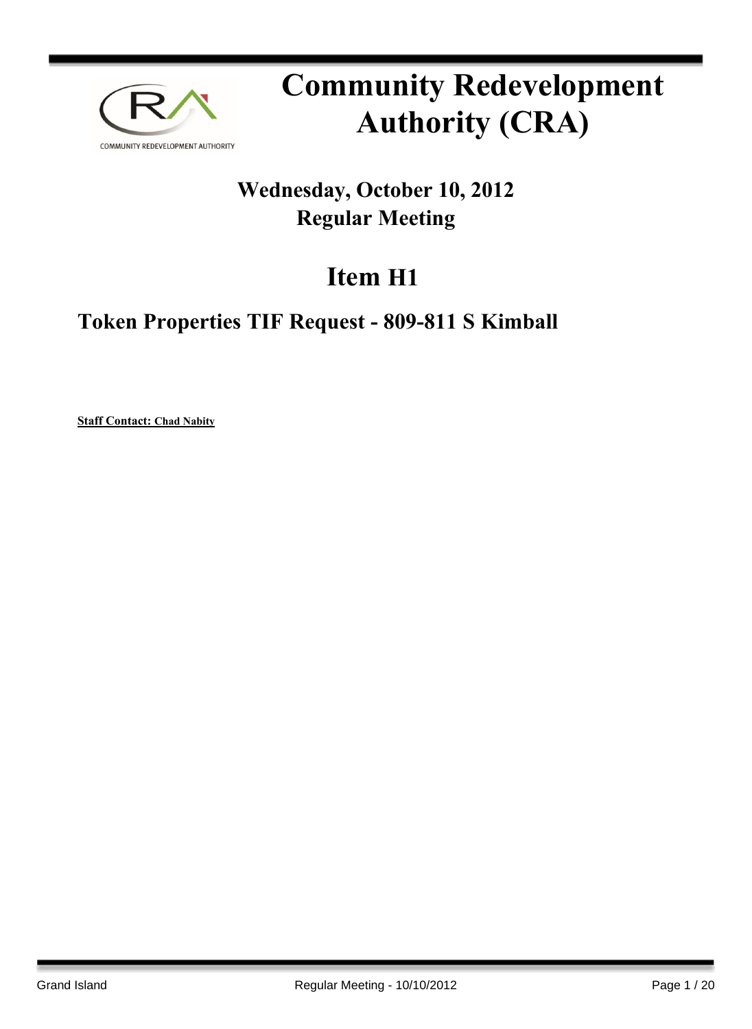# Community Redevelopment Authority (CRA)

## Wednesday, October 10, 2012
## Regular Meeting

# Item H1

## Token Properties TIF Request - 809-811 S Kimball

**Staff Contact: Chad Nabity**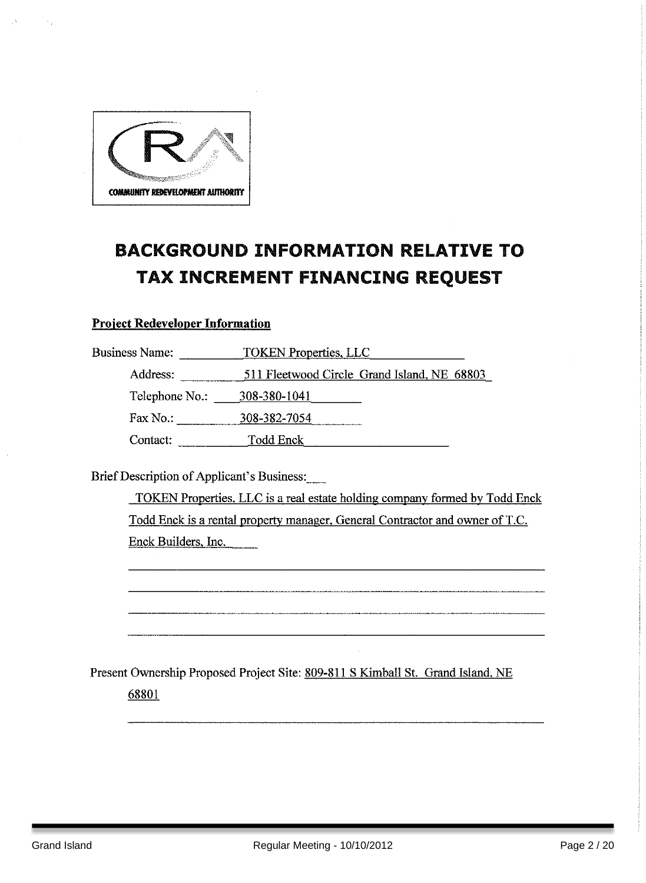COMMUNITY REDEVELOPMENT AUTHORITY

# BACKGROUND INFORMATION RELATIVE TO TAX INCREMENT FINANCING REQUEST

**Project Redeveloper Information**

Business Name: TOKEN Properties, LLC

Address: 511 Fleetwood Circle Grand Island, NE 68803

Telephone No.: 308-380-1041

Fax No.: 308-382-7054

Contact: Todd Enck

Brief Description of Applicant's Business:

TOKEN Properties, LLC is a real estate holding company formed by Todd Enck Todd Enck is a rental property manager, General Contractor and owner of T.C. Enck Builders, Inc.

Present Ownership Proposed Project Site: 809-811 S Kimball St. Grand Island, NE 68801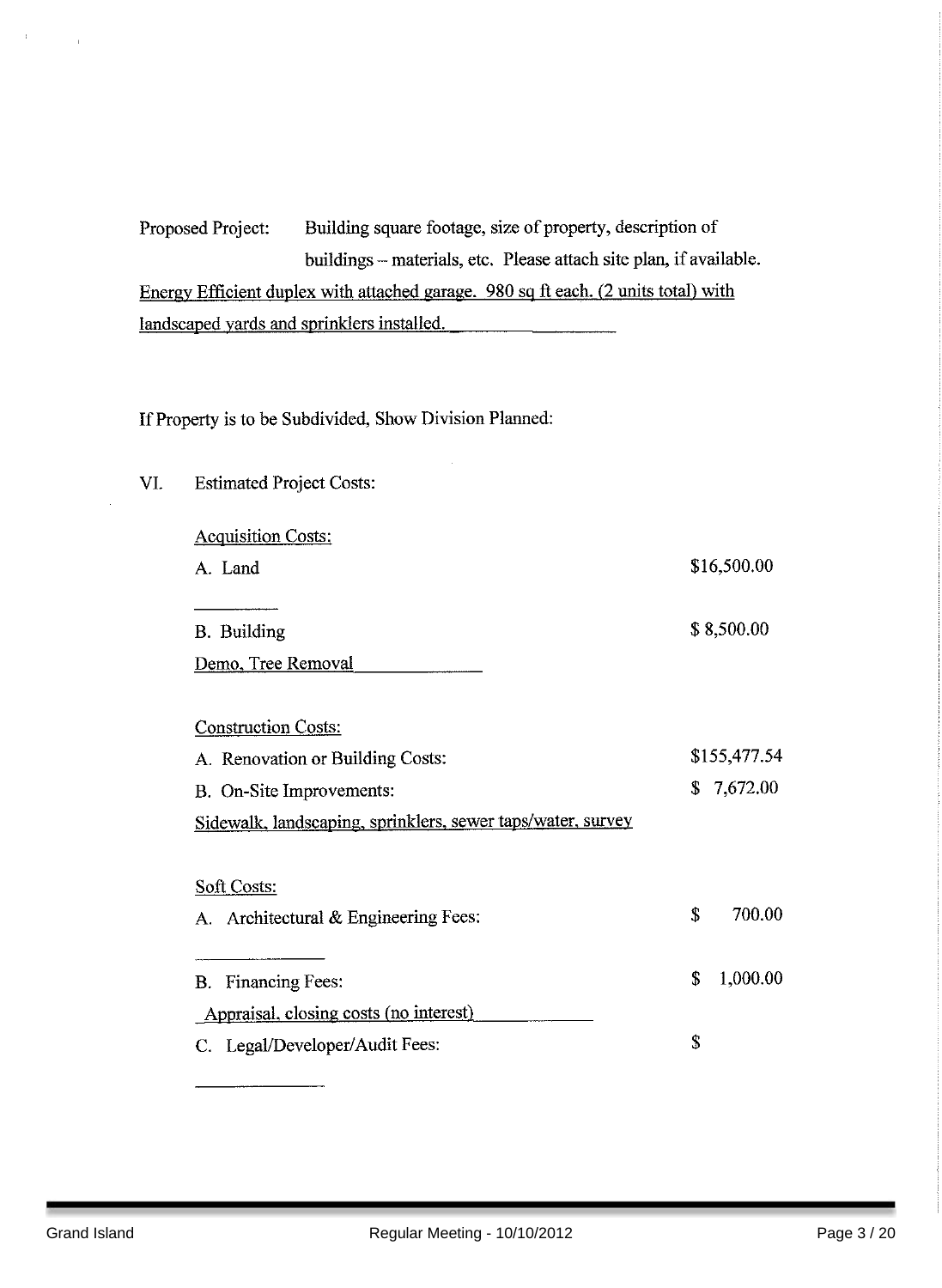Proposed Project: Building square footage, size of property, description of buildings – materials, etc. Please attach site plan, if available.

Energy Efficient duplex with attached garage. 980 sq ft each. (2 units total) with landscaped yards and sprinklers installed.

If Property is to be Subdivided, Show Division Planned:

VI. Estimated Project Costs:

Acquisition Costs:

| | |
|---|---|
| A. Land | $16,500.00 |
| B. Building | $ 8,500.00 |
| Demo, Tree Removal | |

Construction Costs:

| | |
|---|---|
| A. Renovation or Building Costs: | $155,477.54 |
| B. On-Site Improvements: | $ 7,672.00 |
| Sidewalk, landscaping, sprinklers, sewer taps/water, survey | |

Soft Costs:

| | |
|---|---|
| A. Architectural & Engineering Fees: | $ 700.00 |
| B. Financing Fees: | $ 1,000.00 |
| Appraisal, closing costs (no interest) | |
| C. Legal/Developer/Audit Fees: | $ |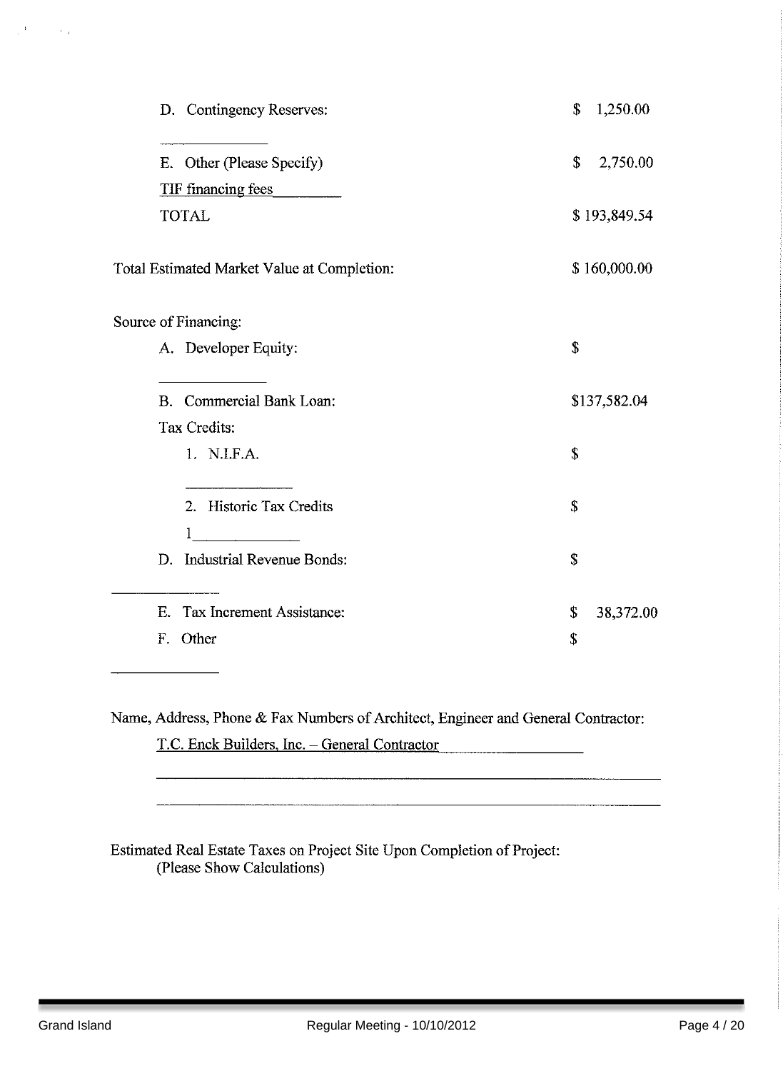D. Contingency Reserves: $ 1,250.00

______________

E. Other (Please Specify) $ 2,750.00

TIF financing fees________

TOTAL $ 193,849.54

Total Estimated Market Value at Completion: $ 160,000.00

Source of Financing:

A. Developer Equity: $

______________

B. Commercial Bank Loan: $137,582.04

Tax Credits:

1. N.I.F.A. $

______________

2. Historic Tax Credits $

1______________

D. Industrial Revenue Bonds: $

______________

E. Tax Increment Assistance: $ 38,372.00

F. Other $

______________

Name, Address, Phone & Fax Numbers of Architect, Engineer and General Contractor:

T.C. Enck Builders, Inc. – General Contractor

Estimated Real Estate Taxes on Project Site Upon Completion of Project:
(Please Show Calculations)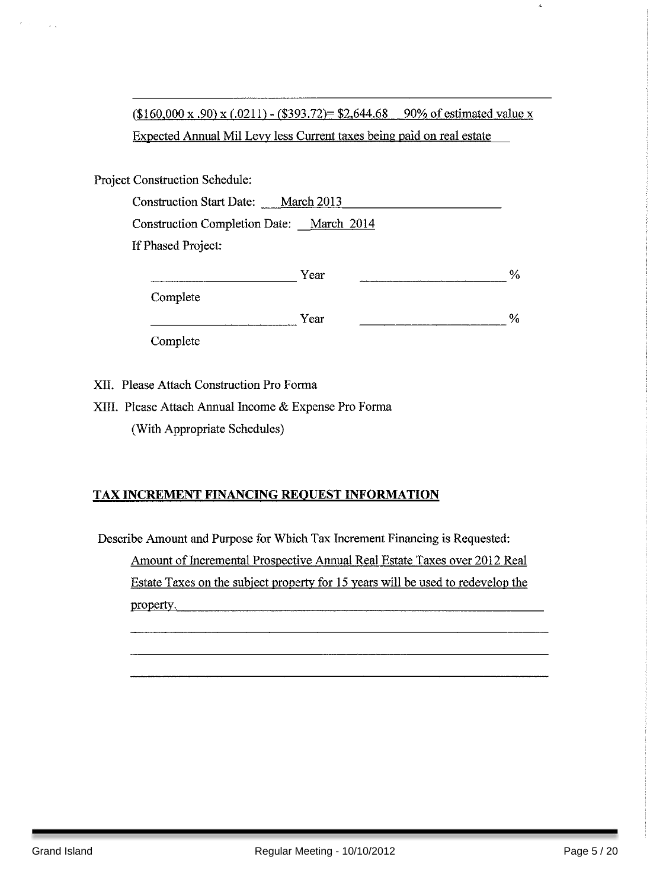($160,000 x .90) x (.0211) - ($393.72)= $2,644.68 90% of estimated value x Expected Annual Mil Levy less Current taxes being paid on real estate

Project Construction Schedule:

Construction Start Date: March 2013

Construction Completion Date: March 2014

If Phased Project:

\_\_\_\_\_\_\_\_\_\_ Year \_\_\_\_\_\_\_\_\_\_ % Complete

\_\_\_\_\_\_\_\_\_\_ Year \_\_\_\_\_\_\_\_\_\_ % Complete

XII. Please Attach Construction Pro Forma

XIII. Please Attach Annual Income & Expense Pro Forma
(With Appropriate Schedules)

## TAX INCREMENT FINANCING REQUEST INFORMATION

Describe Amount and Purpose for Which Tax Increment Financing is Requested:

Amount of Incremental Prospective Annual Real Estate Taxes over 2012 Real Estate Taxes on the subject property for 15 years will be used to redevelop the property.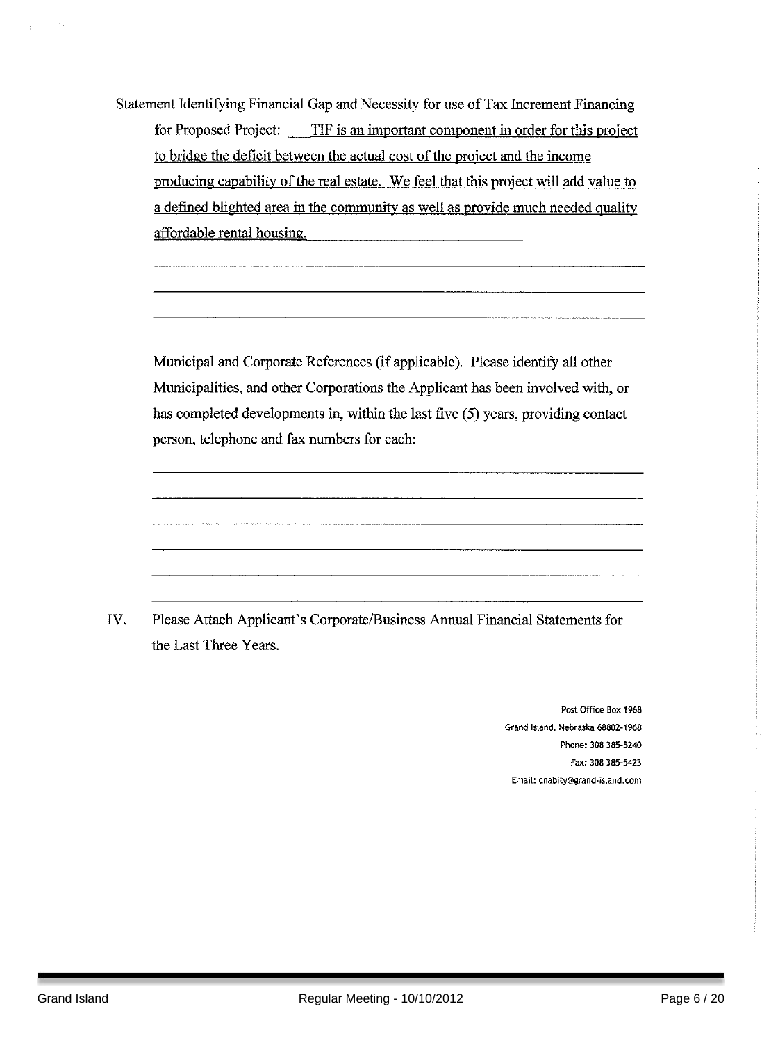Statement Identifying Financial Gap and Necessity for use of Tax Increment Financing for Proposed Project: TIF is an important component in order for this project to bridge the deficit between the actual cost of the project and the income producing capability of the real estate. We feel that this project will add value to a defined blighted area in the community as well as provide much needed quality affordable rental housing.

Municipal and Corporate References (if applicable). Please identify all other Municipalities, and other Corporations the Applicant has been involved with, or has completed developments in, within the last five (5) years, providing contact person, telephone and fax numbers for each:

IV. Please Attach Applicant's Corporate/Business Annual Financial Statements for the Last Three Years.

Post Office Box 1968
Grand Island, Nebraska 68802-1968
Phone: 308 385-5240
Fax: 308 385-5423
Email: cnabity@grand-island.com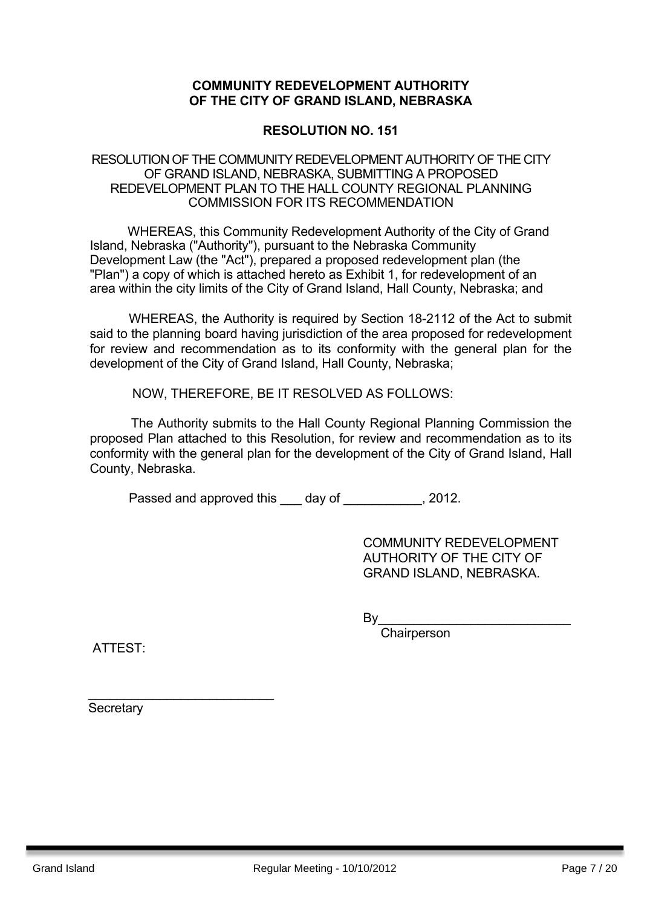**COMMUNITY REDEVELOPMENT AUTHORITY**
**OF THE CITY OF GRAND ISLAND, NEBRASKA**

**RESOLUTION NO. 151**

RESOLUTION OF THE COMMUNITY REDEVELOPMENT AUTHORITY OF THE CITY OF GRAND ISLAND, NEBRASKA, SUBMITTING A PROPOSED REDEVELOPMENT PLAN TO THE HALL COUNTY REGIONAL PLANNING COMMISSION FOR ITS RECOMMENDATION

WHEREAS, this Community Redevelopment Authority of the City of Grand Island, Nebraska ("Authority"), pursuant to the Nebraska Community Development Law (the "Act"), prepared a proposed redevelopment plan (the "Plan") a copy of which is attached hereto as Exhibit 1, for redevelopment of an area within the city limits of the City of Grand Island, Hall County, Nebraska; and

WHEREAS, the Authority is required by Section 18-2112 of the Act to submit said to the planning board having jurisdiction of the area proposed for redevelopment for review and recommendation as to its conformity with the general plan for the development of the City of Grand Island, Hall County, Nebraska;

NOW, THEREFORE, BE IT RESOLVED AS FOLLOWS:

The Authority submits to the Hall County Regional Planning Commission the proposed Plan attached to this Resolution, for review and recommendation as to its conformity with the general plan for the development of the City of Grand Island, Hall County, Nebraska.

Passed and approved this ___ day of ___________, 2012.

COMMUNITY REDEVELOPMENT AUTHORITY OF THE CITY OF GRAND ISLAND, NEBRASKA.

By___________________________
Chairperson

ATTEST:

___________________________
Secretary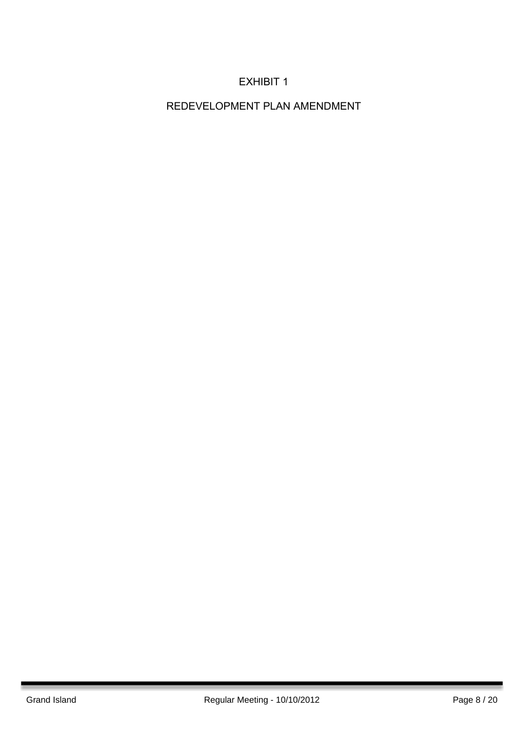EXHIBIT 1

REDEVELOPMENT PLAN AMENDMENT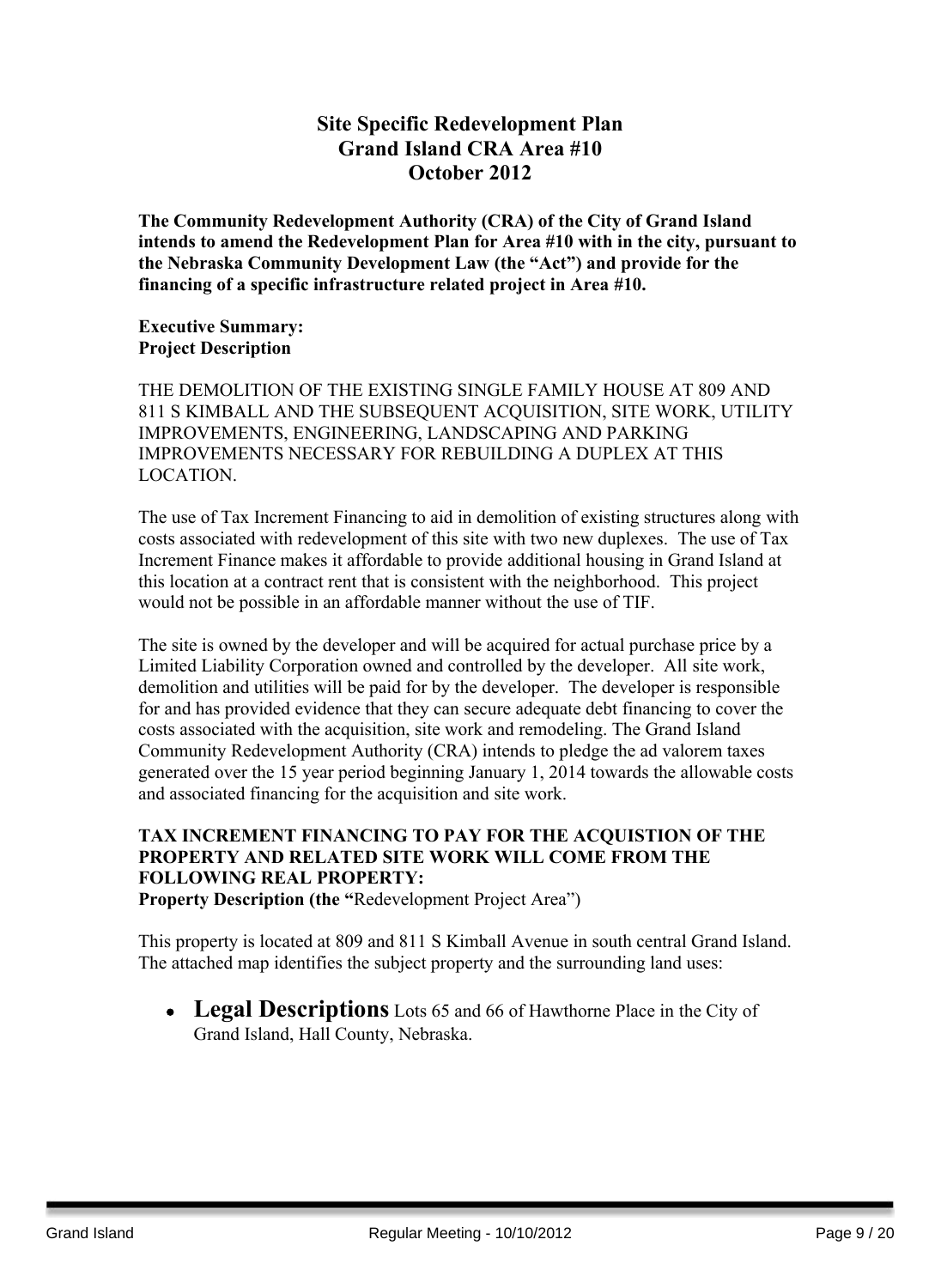# Site Specific Redevelopment Plan
# Grand Island CRA Area #10
# October 2012

**The Community Redevelopment Authority (CRA) of the City of Grand Island intends to amend the Redevelopment Plan for Area #10 with in the city, pursuant to the Nebraska Community Development Law (the "Act") and provide for the financing of a specific infrastructure related project in Area #10.**

**Executive Summary:**
**Project Description**

THE DEMOLITION OF THE EXISTING SINGLE FAMILY HOUSE AT 809 AND 811 S KIMBALL AND THE SUBSEQUENT ACQUISITION, SITE WORK, UTILITY IMPROVEMENTS, ENGINEERING, LANDSCAPING AND PARKING IMPROVEMENTS NECESSARY FOR REBUILDING A DUPLEX AT THIS LOCATION.

The use of Tax Increment Financing to aid in demolition of existing structures along with costs associated with redevelopment of this site with two new duplexes. The use of Tax Increment Finance makes it affordable to provide additional housing in Grand Island at this location at a contract rent that is consistent with the neighborhood. This project would not be possible in an affordable manner without the use of TIF.

The site is owned by the developer and will be acquired for actual purchase price by a Limited Liability Corporation owned and controlled by the developer. All site work, demolition and utilities will be paid for by the developer. The developer is responsible for and has provided evidence that they can secure adequate debt financing to cover the costs associated with the acquisition, site work and remodeling. The Grand Island Community Redevelopment Authority (CRA) intends to pledge the ad valorem taxes generated over the 15 year period beginning January 1, 2014 towards the allowable costs and associated financing for the acquisition and site work.

**TAX INCREMENT FINANCING TO PAY FOR THE ACQUISTION OF THE PROPERTY AND RELATED SITE WORK WILL COME FROM THE FOLLOWING REAL PROPERTY:**
**Property Description (the "**Redevelopment Project Area")

This property is located at 809 and 811 S Kimball Avenue in south central Grand Island. The attached map identifies the subject property and the surrounding land uses:

- **Legal Descriptions** Lots 65 and 66 of Hawthorne Place in the City of Grand Island, Hall County, Nebraska.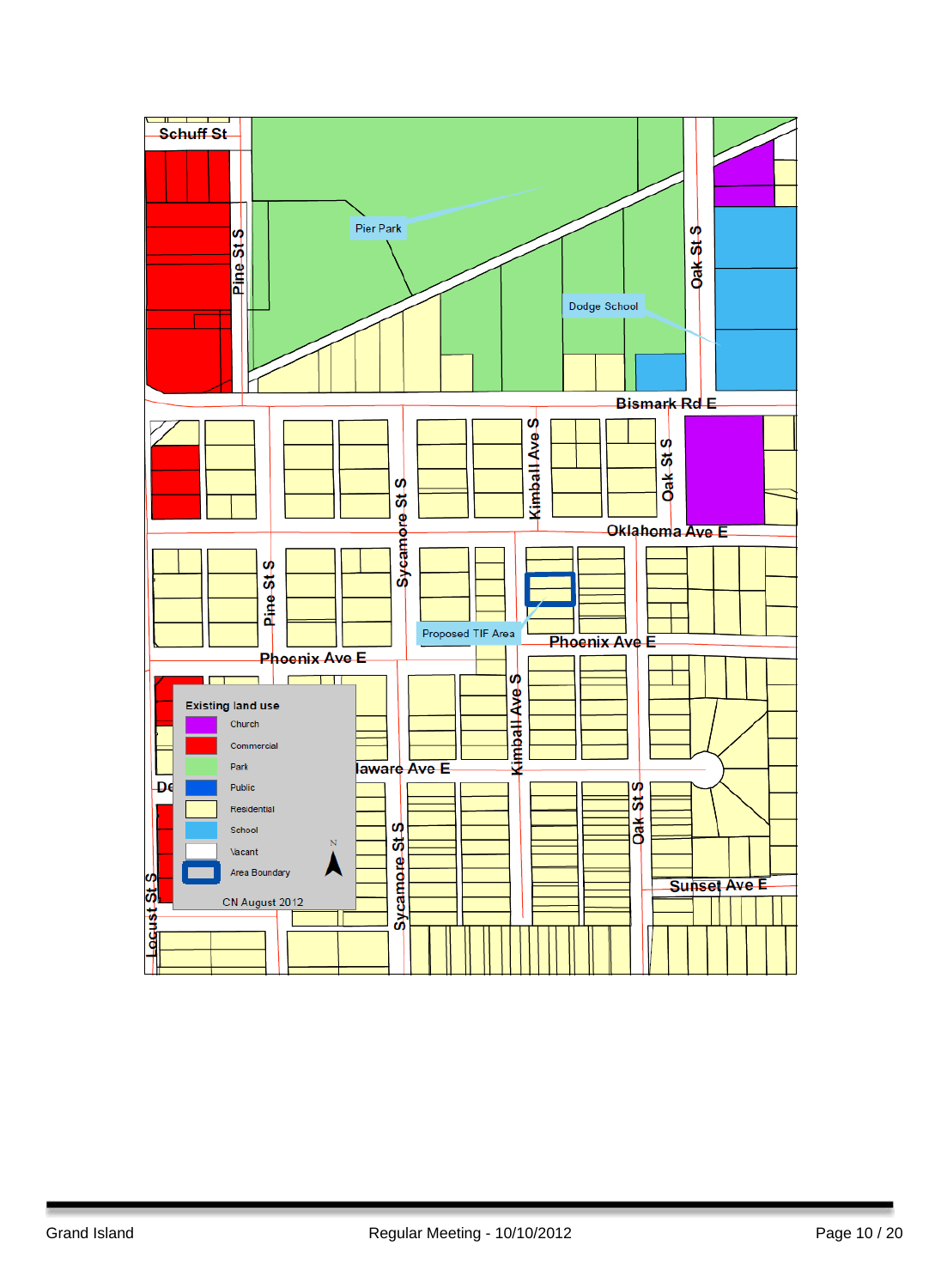Schuff St

Pier Park

Pine St S

Oak St S

Dodge School

Bismark Rd E

Kimball Ave S

Oak St S

Sycamore St S

Oklahoma Ave E

Pine St S

Proposed TIF Area

Phoenix Ave E

Phoenix Ave E

Kimball Ave S

Delaware Ave E

Oak St S

Sycamore St S

Sunset Ave E

Locust St S

**Existing land use**

- Church
- Commercial
- Park
- Public
- Residential
- School
- Vacant
- Area Boundary

N

CN August 2012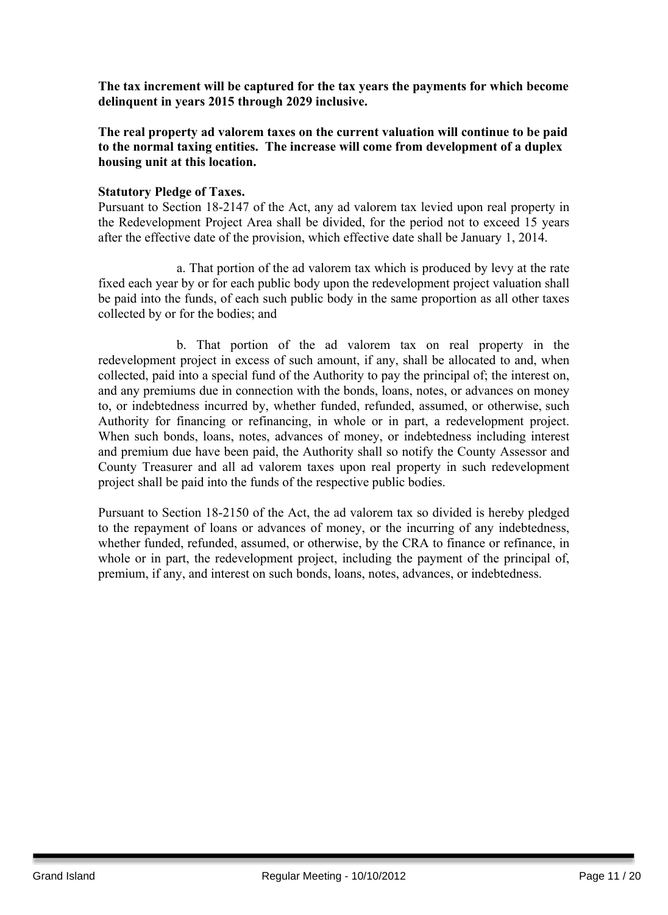**The tax increment will be captured for the tax years the payments for which become delinquent in years 2015 through 2029 inclusive.**

**The real property ad valorem taxes on the current valuation will continue to be paid to the normal taxing entities. The increase will come from development of a duplex housing unit at this location.**

**Statutory Pledge of Taxes.**

Pursuant to Section 18-2147 of the Act, any ad valorem tax levied upon real property in the Redevelopment Project Area shall be divided, for the period not to exceed 15 years after the effective date of the provision, which effective date shall be January 1, 2014.

a. That portion of the ad valorem tax which is produced by levy at the rate fixed each year by or for each public body upon the redevelopment project valuation shall be paid into the funds, of each such public body in the same proportion as all other taxes collected by or for the bodies; and

b. That portion of the ad valorem tax on real property in the redevelopment project in excess of such amount, if any, shall be allocated to and, when collected, paid into a special fund of the Authority to pay the principal of; the interest on, and any premiums due in connection with the bonds, loans, notes, or advances on money to, or indebtedness incurred by, whether funded, refunded, assumed, or otherwise, such Authority for financing or refinancing, in whole or in part, a redevelopment project. When such bonds, loans, notes, advances of money, or indebtedness including interest and premium due have been paid, the Authority shall so notify the County Assessor and County Treasurer and all ad valorem taxes upon real property in such redevelopment project shall be paid into the funds of the respective public bodies.

Pursuant to Section 18-2150 of the Act, the ad valorem tax so divided is hereby pledged to the repayment of loans or advances of money, or the incurring of any indebtedness, whether funded, refunded, assumed, or otherwise, by the CRA to finance or refinance, in whole or in part, the redevelopment project, including the payment of the principal of, premium, if any, and interest on such bonds, loans, notes, advances, or indebtedness.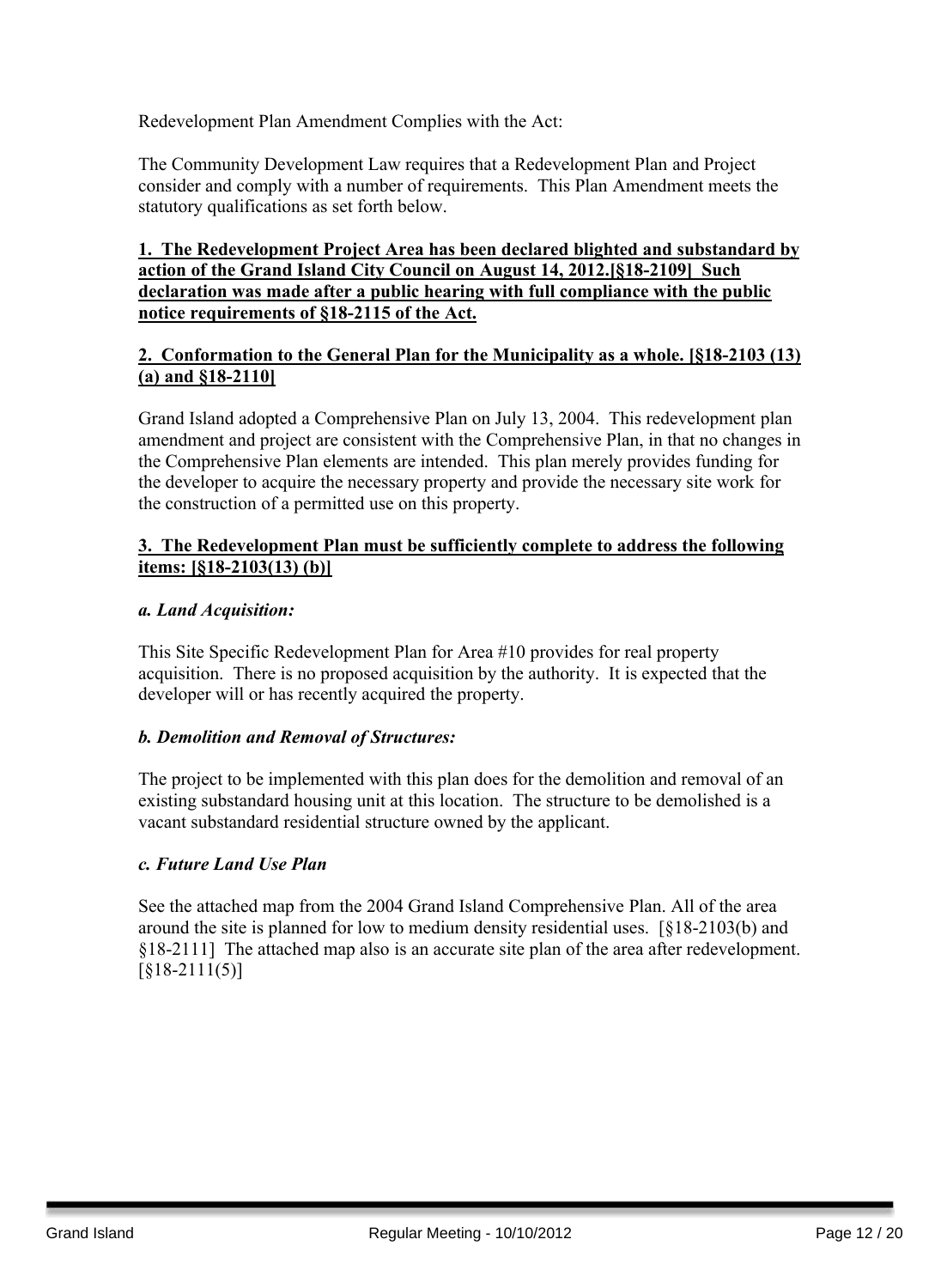Redevelopment Plan Amendment Complies with the Act:

The Community Development Law requires that a Redevelopment Plan and Project consider and comply with a number of requirements. This Plan Amendment meets the statutory qualifications as set forth below.

**1. The Redevelopment Project Area has been declared blighted and substandard by action of the Grand Island City Council on August 14, 2012.[§18-2109] Such declaration was made after a public hearing with full compliance with the public notice requirements of §18-2115 of the Act.**

**2. Conformation to the General Plan for the Municipality as a whole. [§18-2103 (13) (a) and §18-2110]**

Grand Island adopted a Comprehensive Plan on July 13, 2004. This redevelopment plan amendment and project are consistent with the Comprehensive Plan, in that no changes in the Comprehensive Plan elements are intended. This plan merely provides funding for the developer to acquire the necessary property and provide the necessary site work for the construction of a permitted use on this property.

**3. The Redevelopment Plan must be sufficiently complete to address the following items: [§18-2103(13) (b)]**

***a. Land Acquisition:***

This Site Specific Redevelopment Plan for Area #10 provides for real property acquisition. There is no proposed acquisition by the authority. It is expected that the developer will or has recently acquired the property.

***b. Demolition and Removal of Structures:***

The project to be implemented with this plan does for the demolition and removal of an existing substandard housing unit at this location. The structure to be demolished is a vacant substandard residential structure owned by the applicant.

***c. Future Land Use Plan***

See the attached map from the 2004 Grand Island Comprehensive Plan. All of the area around the site is planned for low to medium density residential uses. [§18-2103(b) and §18-2111] The attached map also is an accurate site plan of the area after redevelopment. [§18-2111(5)]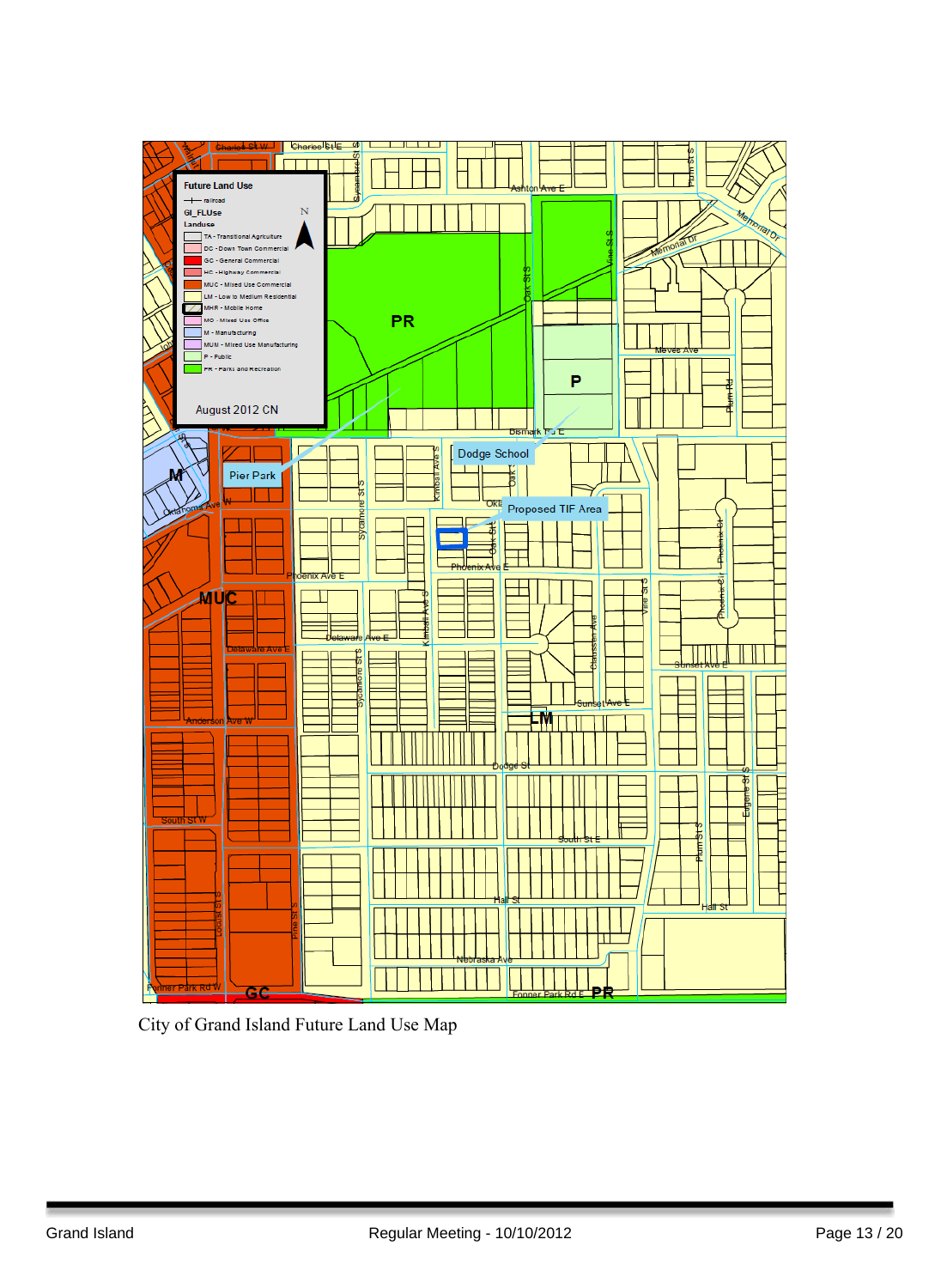City of Grand Island Future Land Use Map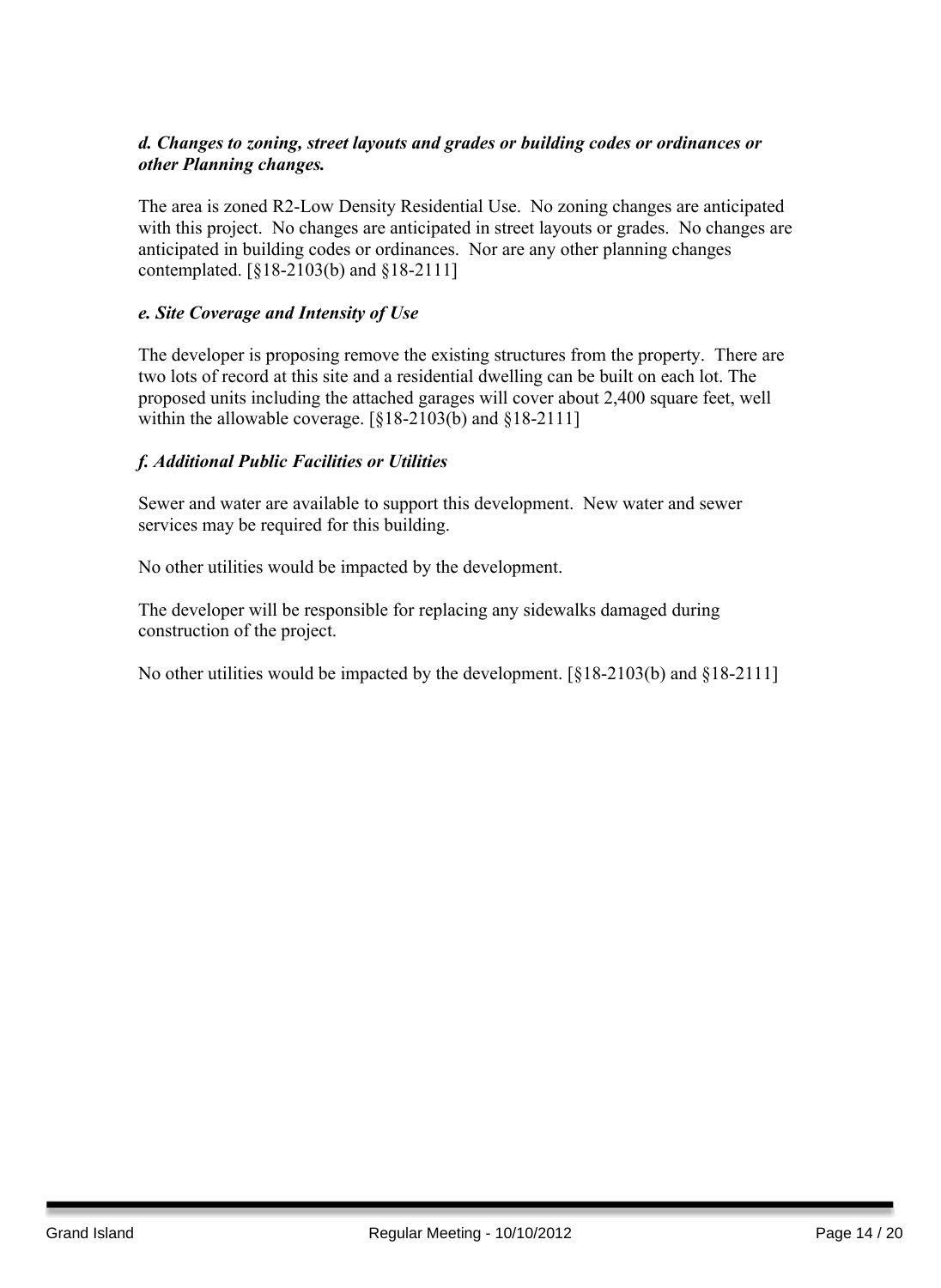***d. Changes to zoning, street layouts and grades or building codes or ordinances or other Planning changes.***

The area is zoned R2-Low Density Residential Use. No zoning changes are anticipated with this project. No changes are anticipated in street layouts or grades. No changes are anticipated in building codes or ordinances. Nor are any other planning changes contemplated. [§18-2103(b) and §18-2111]

***e. Site Coverage and Intensity of Use***

The developer is proposing remove the existing structures from the property. There are two lots of record at this site and a residential dwelling can be built on each lot. The proposed units including the attached garages will cover about 2,400 square feet, well within the allowable coverage. [§18-2103(b) and §18-2111]

***f. Additional Public Facilities or Utilities***

Sewer and water are available to support this development. New water and sewer services may be required for this building.

No other utilities would be impacted by the development.

The developer will be responsible for replacing any sidewalks damaged during construction of the project.

No other utilities would be impacted by the development. [§18-2103(b) and §18-2111]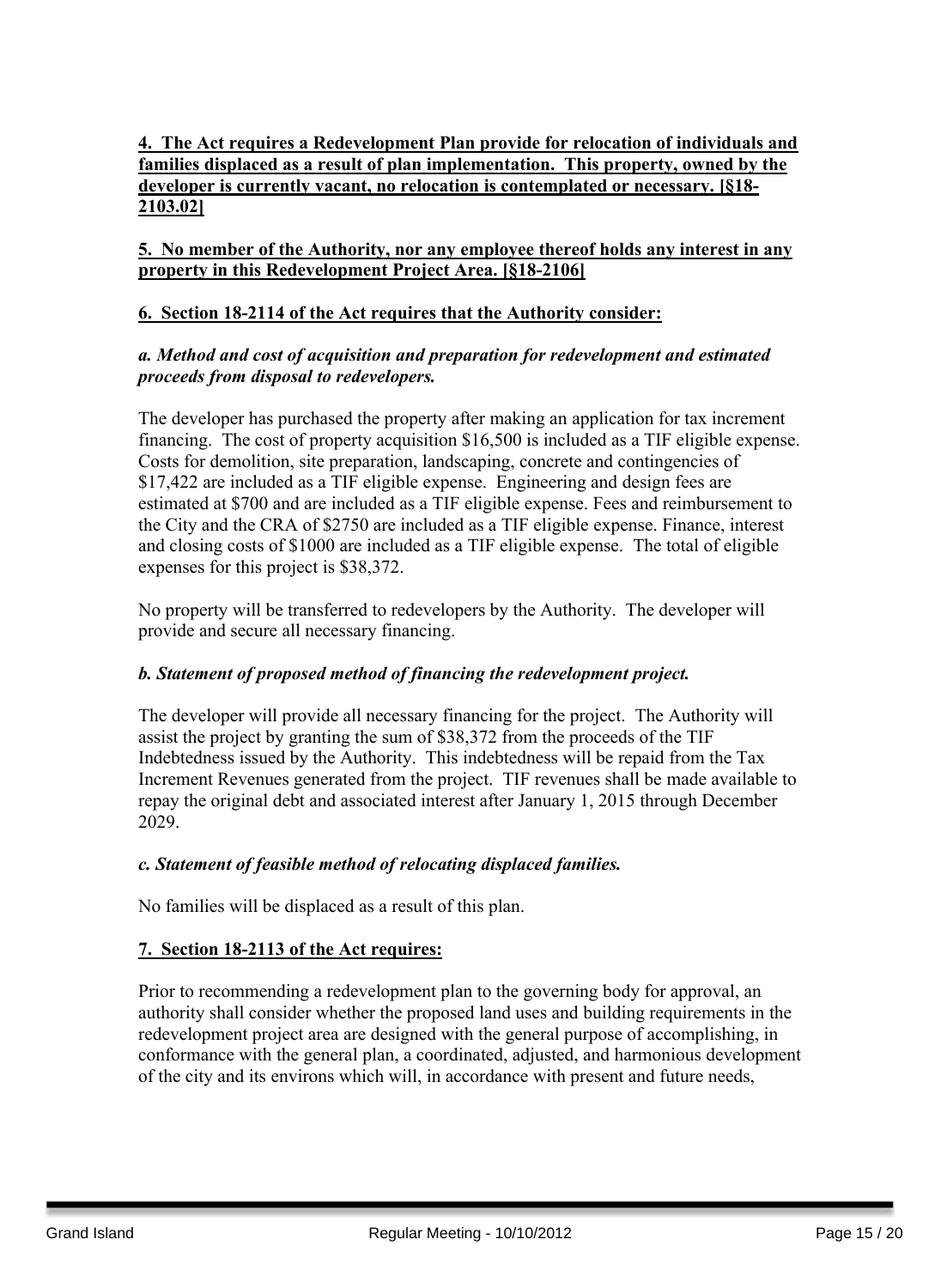**4. The Act requires a Redevelopment Plan provide for relocation of individuals and families displaced as a result of plan implementation. This property, owned by the developer is currently vacant, no relocation is contemplated or necessary. [§18-2103.02]**

**5. No member of the Authority, nor any employee thereof holds any interest in any property in this Redevelopment Project Area. [§18-2106]**

**6. Section 18-2114 of the Act requires that the Authority consider:**

***a. Method and cost of acquisition and preparation for redevelopment and estimated proceeds from disposal to redevelopers.***

The developer has purchased the property after making an application for tax increment financing. The cost of property acquisition $16,500 is included as a TIF eligible expense. Costs for demolition, site preparation, landscaping, concrete and contingencies of $17,422 are included as a TIF eligible expense. Engineering and design fees are estimated at $700 and are included as a TIF eligible expense. Fees and reimbursement to the City and the CRA of $2750 are included as a TIF eligible expense. Finance, interest and closing costs of $1000 are included as a TIF eligible expense. The total of eligible expenses for this project is $38,372.

No property will be transferred to redevelopers by the Authority. The developer will provide and secure all necessary financing.

***b. Statement of proposed method of financing the redevelopment project.***

The developer will provide all necessary financing for the project. The Authority will assist the project by granting the sum of $38,372 from the proceeds of the TIF Indebtedness issued by the Authority. This indebtedness will be repaid from the Tax Increment Revenues generated from the project. TIF revenues shall be made available to repay the original debt and associated interest after January 1, 2015 through December 2029.

***c. Statement of feasible method of relocating displaced families.***

No families will be displaced as a result of this plan.

**7. Section 18-2113 of the Act requires:**

Prior to recommending a redevelopment plan to the governing body for approval, an authority shall consider whether the proposed land uses and building requirements in the redevelopment project area are designed with the general purpose of accomplishing, in conformance with the general plan, a coordinated, adjusted, and harmonious development of the city and its environs which will, in accordance with present and future needs,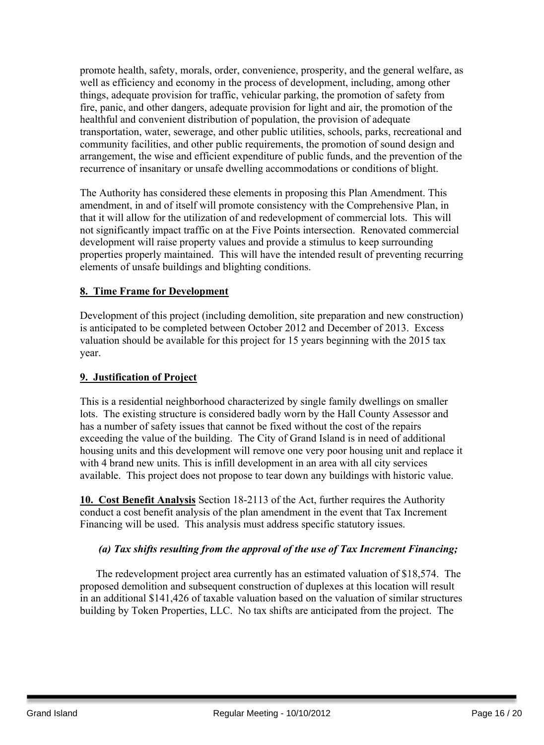promote health, safety, morals, order, convenience, prosperity, and the general welfare, as well as efficiency and economy in the process of development, including, among other things, adequate provision for traffic, vehicular parking, the promotion of safety from fire, panic, and other dangers, adequate provision for light and air, the promotion of the healthful and convenient distribution of population, the provision of adequate transportation, water, sewerage, and other public utilities, schools, parks, recreational and community facilities, and other public requirements, the promotion of sound design and arrangement, the wise and efficient expenditure of public funds, and the prevention of the recurrence of insanitary or unsafe dwelling accommodations or conditions of blight.

The Authority has considered these elements in proposing this Plan Amendment. This amendment, in and of itself will promote consistency with the Comprehensive Plan, in that it will allow for the utilization of and redevelopment of commercial lots. This will not significantly impact traffic on at the Five Points intersection. Renovated commercial development will raise property values and provide a stimulus to keep surrounding properties properly maintained. This will have the intended result of preventing recurring elements of unsafe buildings and blighting conditions.

**8. Time Frame for Development**

Development of this project (including demolition, site preparation and new construction) is anticipated to be completed between October 2012 and December of 2013. Excess valuation should be available for this project for 15 years beginning with the 2015 tax year.

**9. Justification of Project**

This is a residential neighborhood characterized by single family dwellings on smaller lots. The existing structure is considered badly worn by the Hall County Assessor and has a number of safety issues that cannot be fixed without the cost of the repairs exceeding the value of the building. The City of Grand Island is in need of additional housing units and this development will remove one very poor housing unit and replace it with 4 brand new units. This is infill development in an area with all city services available. This project does not propose to tear down any buildings with historic value.

**10. Cost Benefit Analysis** Section 18-2113 of the Act, further requires the Authority conduct a cost benefit analysis of the plan amendment in the event that Tax Increment Financing will be used. This analysis must address specific statutory issues.

***(a) Tax shifts resulting from the approval of the use of Tax Increment Financing;***

The redevelopment project area currently has an estimated valuation of $18,574. The proposed demolition and subsequent construction of duplexes at this location will result in an additional $141,426 of taxable valuation based on the valuation of similar structures building by Token Properties, LLC. No tax shifts are anticipated from the project. The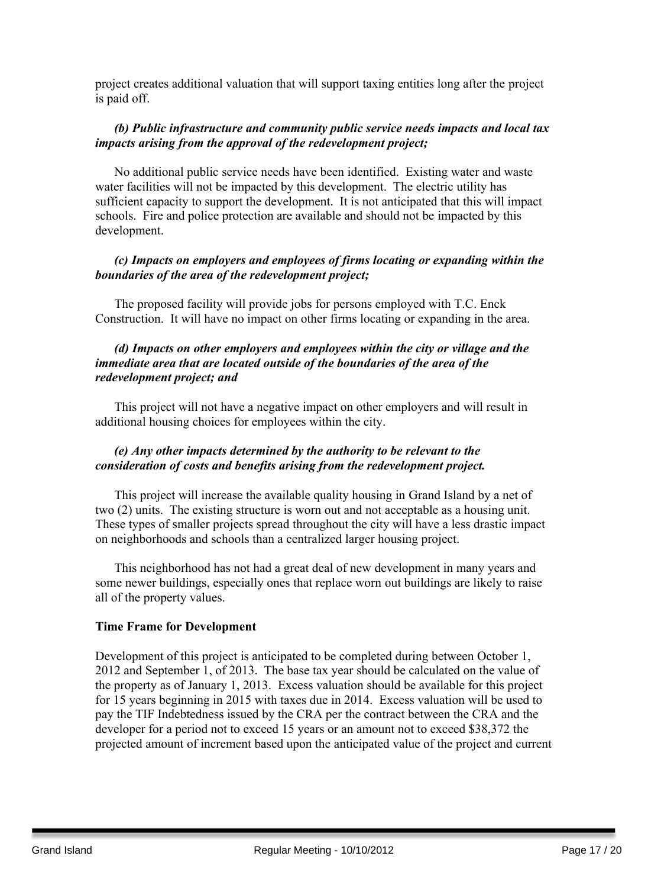project creates additional valuation that will support taxing entities long after the project is paid off.

***(b) Public infrastructure and community public service needs impacts and local tax impacts arising from the approval of the redevelopment project;***

No additional public service needs have been identified. Existing water and waste water facilities will not be impacted by this development. The electric utility has sufficient capacity to support the development. It is not anticipated that this will impact schools. Fire and police protection are available and should not be impacted by this development.

***(c) Impacts on employers and employees of firms locating or expanding within the boundaries of the area of the redevelopment project;***

The proposed facility will provide jobs for persons employed with T.C. Enck Construction. It will have no impact on other firms locating or expanding in the area.

***(d) Impacts on other employers and employees within the city or village and the immediate area that are located outside of the boundaries of the area of the redevelopment project; and***

This project will not have a negative impact on other employers and will result in additional housing choices for employees within the city.

***(e) Any other impacts determined by the authority to be relevant to the consideration of costs and benefits arising from the redevelopment project.***

This project will increase the available quality housing in Grand Island by a net of two (2) units. The existing structure is worn out and not acceptable as a housing unit. These types of smaller projects spread throughout the city will have a less drastic impact on neighborhoods and schools than a centralized larger housing project.

This neighborhood has not had a great deal of new development in many years and some newer buildings, especially ones that replace worn out buildings are likely to raise all of the property values.

**Time Frame for Development**

Development of this project is anticipated to be completed during between October 1, 2012 and September 1, of 2013. The base tax year should be calculated on the value of the property as of January 1, 2013. Excess valuation should be available for this project for 15 years beginning in 2015 with taxes due in 2014. Excess valuation will be used to pay the TIF Indebtedness issued by the CRA per the contract between the CRA and the developer for a period not to exceed 15 years or an amount not to exceed $38,372 the projected amount of increment based upon the anticipated value of the project and current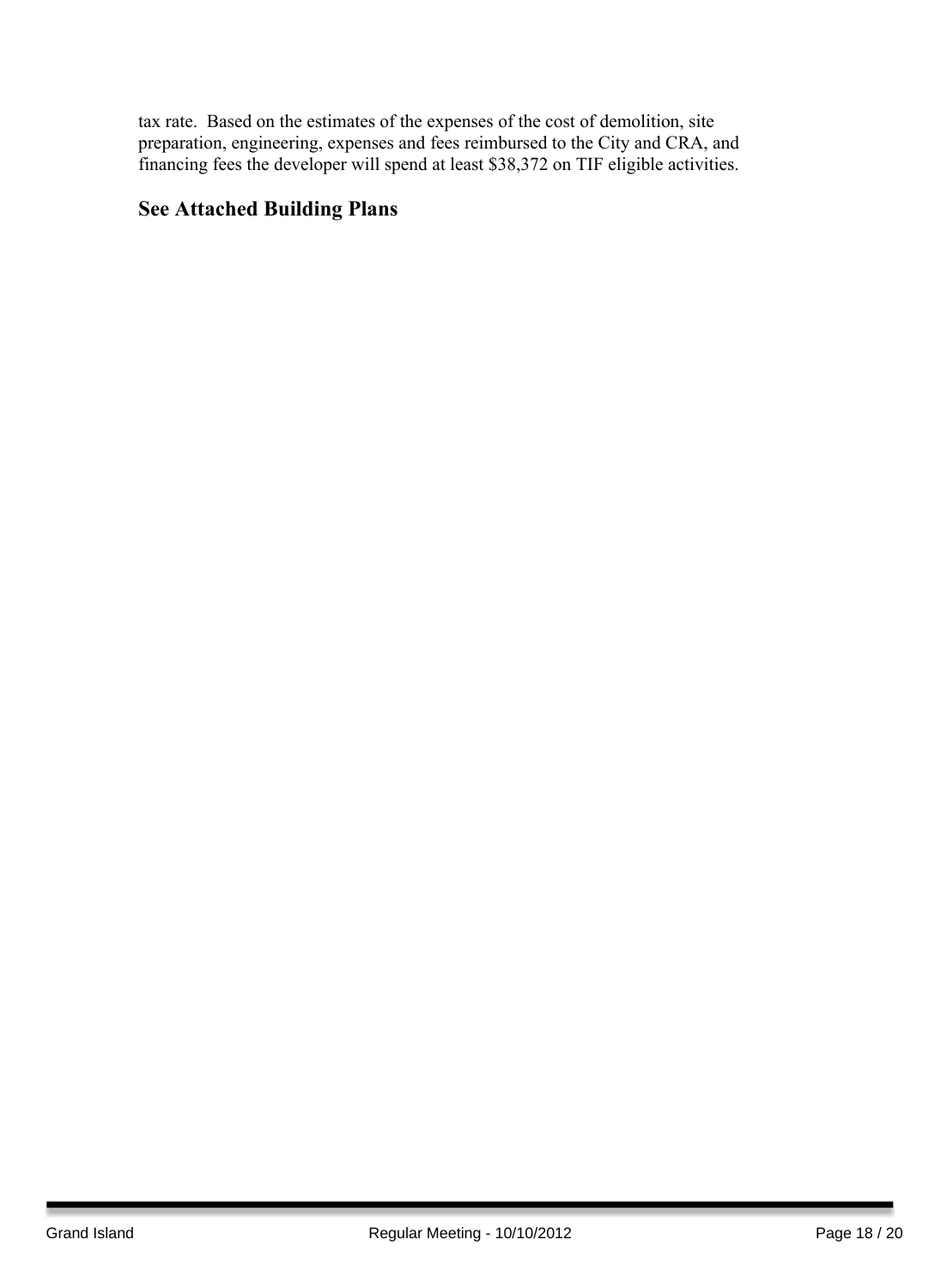tax rate. Based on the estimates of the expenses of the cost of demolition, site preparation, engineering, expenses and fees reimbursed to the City and CRA, and financing fees the developer will spend at least $38,372 on TIF eligible activities.

## See Attached Building Plans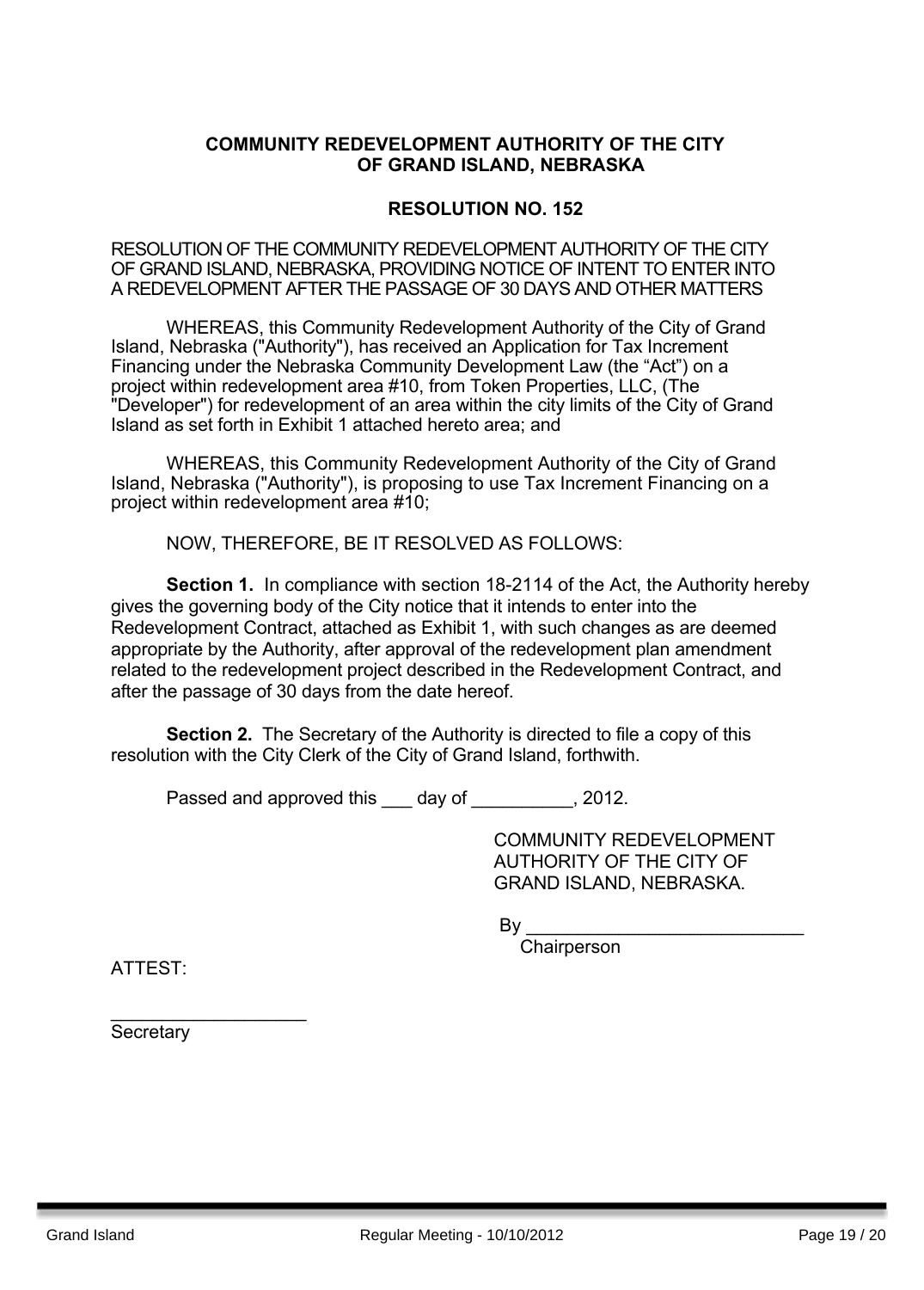**COMMUNITY REDEVELOPMENT AUTHORITY OF THE CITY OF GRAND ISLAND, NEBRASKA**

**RESOLUTION NO. 152**

RESOLUTION OF THE COMMUNITY REDEVELOPMENT AUTHORITY OF THE CITY OF GRAND ISLAND, NEBRASKA, PROVIDING NOTICE OF INTENT TO ENTER INTO A REDEVELOPMENT AFTER THE PASSAGE OF 30 DAYS AND OTHER MATTERS

WHEREAS, this Community Redevelopment Authority of the City of Grand Island, Nebraska ("Authority"), has received an Application for Tax Increment Financing under the Nebraska Community Development Law (the "Act") on a project within redevelopment area #10, from Token Properties, LLC, (The "Developer") for redevelopment of an area within the city limits of the City of Grand Island as set forth in Exhibit 1 attached hereto area; and

WHEREAS, this Community Redevelopment Authority of the City of Grand Island, Nebraska ("Authority"), is proposing to use Tax Increment Financing on a project within redevelopment area #10;

NOW, THEREFORE, BE IT RESOLVED AS FOLLOWS:

**Section 1.** In compliance with section 18-2114 of the Act, the Authority hereby gives the governing body of the City notice that it intends to enter into the Redevelopment Contract, attached as Exhibit 1, with such changes as are deemed appropriate by the Authority, after approval of the redevelopment plan amendment related to the redevelopment project described in the Redevelopment Contract, and after the passage of 30 days from the date hereof.

**Section 2.** The Secretary of the Authority is directed to file a copy of this resolution with the City Clerk of the City of Grand Island, forthwith.

Passed and approved this ___ day of __________, 2012.

COMMUNITY REDEVELOPMENT AUTHORITY OF THE CITY OF GRAND ISLAND, NEBRASKA.

By ___________________________
Chairperson

ATTEST:

___________________
Secretary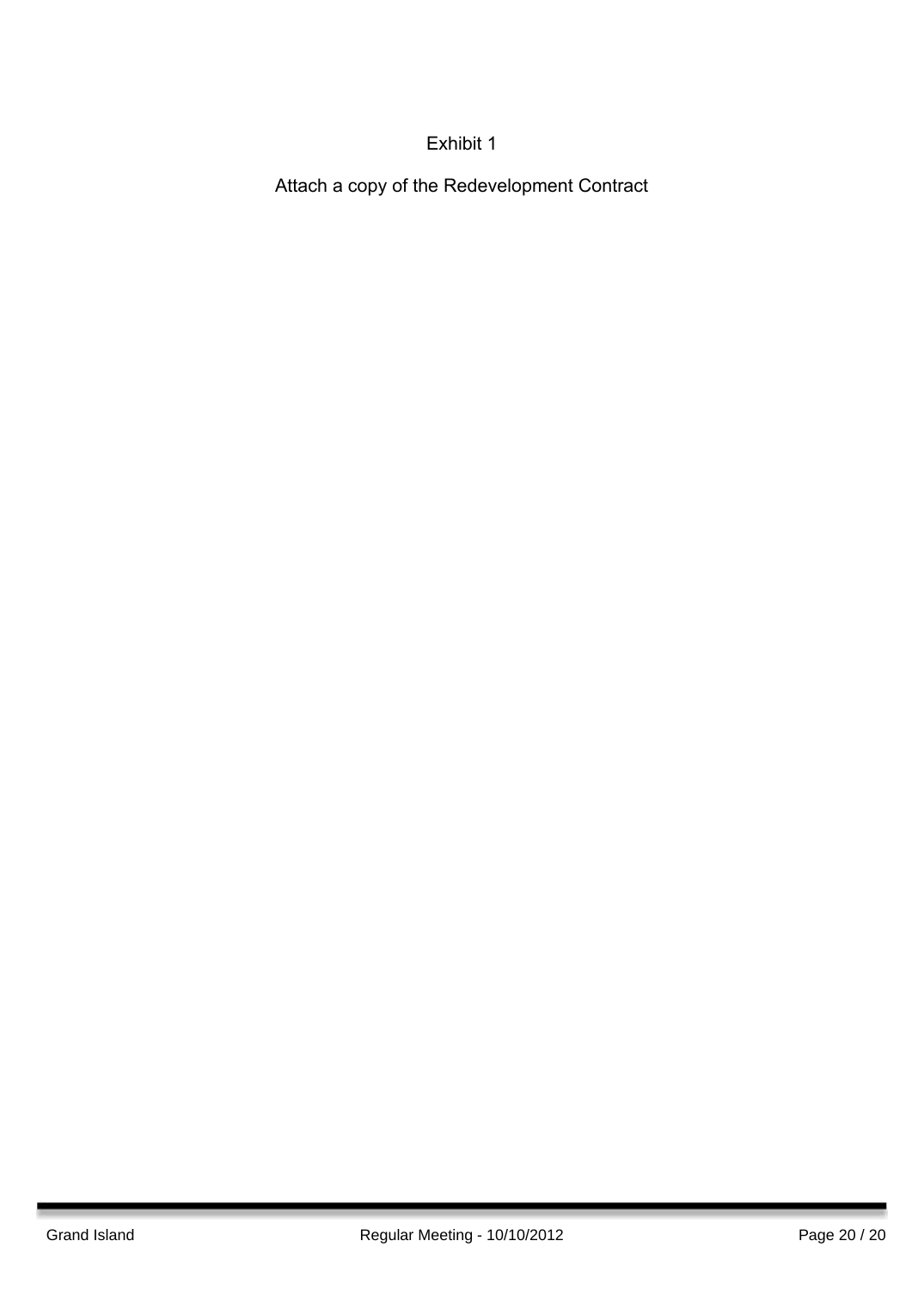Exhibit 1

Attach a copy of the Redevelopment Contract